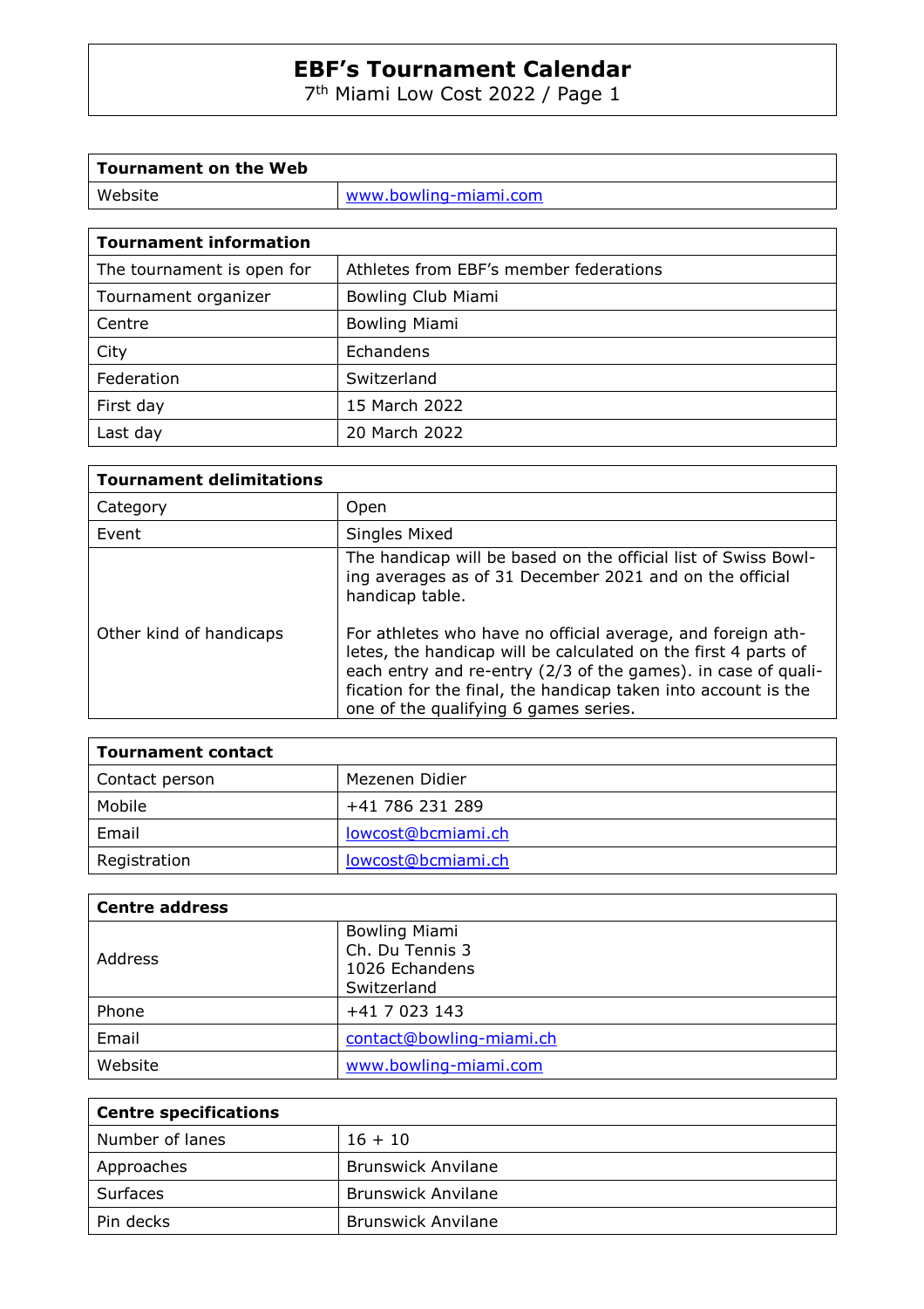# EBF's Tournament Calendar

7th Miami Low Cost 2022 / Page 1

| Tournament on the Web | |
|---|---|
| Website | www.bowling-miami.com |

| Tournament information | |
|---|---|
| The tournament is open for | Athletes from EBF's member federations |
| Tournament organizer | Bowling Club Miami |
| Centre | Bowling Miami |
| City | Echandens |
| Federation | Switzerland |
| First day | 15 March 2022 |
| Last day | 20 March 2022 |

| Tournament delimitations | |
|---|---|
| Category | Open |
| Event | Singles Mixed |
| Other kind of handicaps | The handicap will be based on the official list of Swiss Bowling averages as of 31 December 2021 and on the official handicap table.<br><br>For athletes who have no official average, and foreign athletes, the handicap will be calculated on the first 4 parts of each entry and re-entry (2/3 of the games). in case of qualification for the final, the handicap taken into account is the one of the qualifying 6 games series. |

| Tournament contact | |
|---|---|
| Contact person | Mezenen Didier |
| Mobile | +41 786 231 289 |
| Email | lowcost@bcmiami.ch |
| Registration | lowcost@bcmiami.ch |

| Centre address | |
|---|---|
| Address | Bowling Miami<br>Ch. Du Tennis 3<br>1026 Echandens<br>Switzerland |
| Phone | +41 7 023 143 |
| Email | contact@bowling-miami.ch |
| Website | www.bowling-miami.com |

| Centre specifications | |
|---|---|
| Number of lanes | 16 + 10 |
| Approaches | Brunswick Anvilane |
| Surfaces | Brunswick Anvilane |
| Pin decks | Brunswick Anvilane |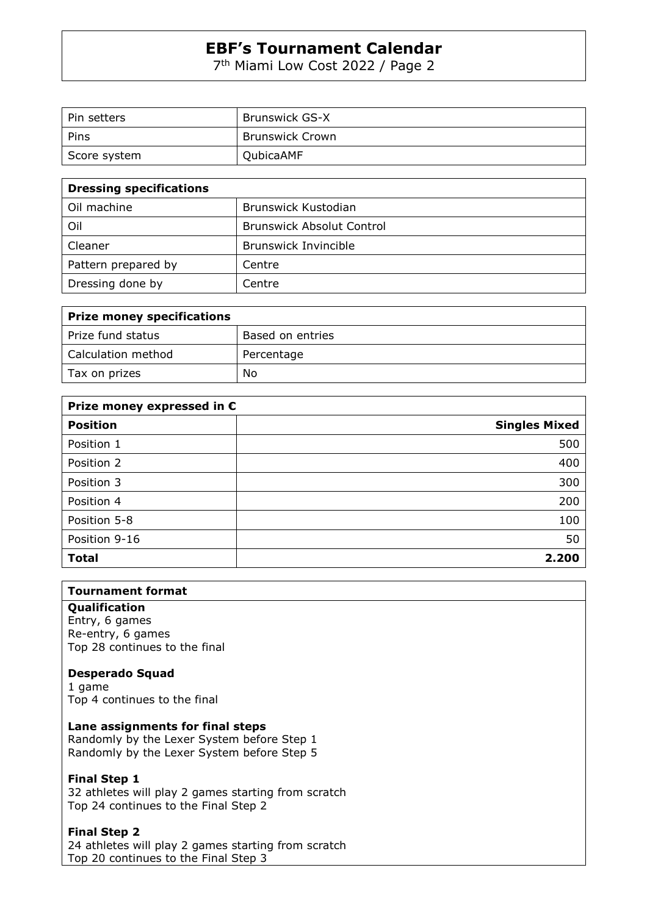| Pin setters | Brunswick GS-X |
|---|---|
| Pins | Brunswick Crown |
| Score system | QubicaAMF |

| **Dressing specifications** | |
|---|---|
| Oil machine | Brunswick Kustodian |
| Oil | Brunswick Absolut Control |
| Cleaner | Brunswick Invincible |
| Pattern prepared by | Centre |
| Dressing done by | Centre |

| **Prize money specifications** | |
|---|---|
| Prize fund status | Based on entries |
| Calculation method | Percentage |
| Tax on prizes | No |

| **Prize money expressed in €** | |
|---|---:|
| **Position** | **Singles Mixed** |
| Position 1 | 500 |
| Position 2 | 400 |
| Position 3 | 300 |
| Position 4 | 200 |
| Position 5-8 | 100 |
| Position 9-16 | 50 |
| **Total** | **2.200** |

## Tournament format

**Qualification**
Entry, 6 games
Re-entry, 6 games
Top 28 continues to the final

**Desperado Squad**
1 game
Top 4 continues to the final

**Lane assignments for final steps**
Randomly by the Lexer System before Step 1
Randomly by the Lexer System before Step 5

**Final Step 1**
32 athletes will play 2 games starting from scratch
Top 24 continues to the Final Step 2

**Final Step 2**
24 athletes will play 2 games starting from scratch
Top 20 continues to the Final Step 3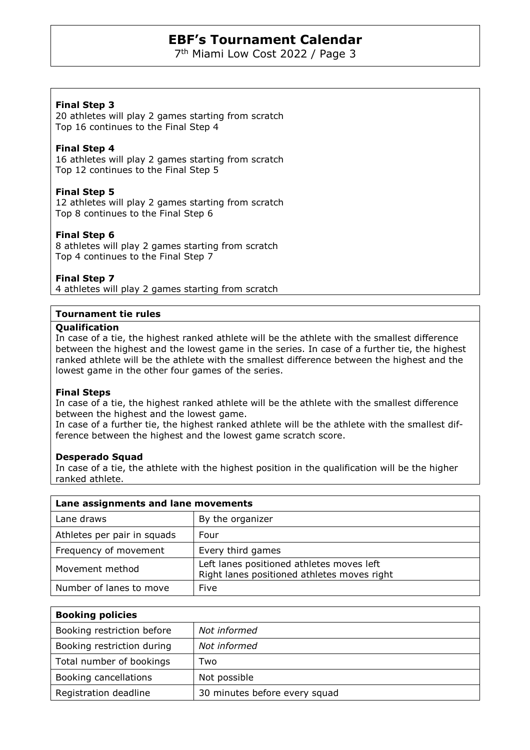**Final Step 3**
20 athletes will play 2 games starting from scratch
Top 16 continues to the Final Step 4

**Final Step 4**
16 athletes will play 2 games starting from scratch
Top 12 continues to the Final Step 5

**Final Step 5**
12 athletes will play 2 games starting from scratch
Top 8 continues to the Final Step 6

**Final Step 6**
8 athletes will play 2 games starting from scratch
Top 4 continues to the Final Step 7

**Final Step 7**
4 athletes will play 2 games starting from scratch

## Tournament tie rules

**Qualification**
In case of a tie, the highest ranked athlete will be the athlete with the smallest difference between the highest and the lowest game in the series. In case of a further tie, the highest ranked athlete will be the athlete with the smallest difference between the highest and the lowest game in the other four games of the series.

**Final Steps**
In case of a tie, the highest ranked athlete will be the athlete with the smallest difference between the highest and the lowest game.
In case of a further tie, the highest ranked athlete will be the athlete with the smallest difference between the highest and the lowest game scratch score.

**Desperado Squad**
In case of a tie, the athlete with the highest position in the qualification will be the higher ranked athlete.

| Lane assignments and lane movements | |
|---|---|
| Lane draws | By the organizer |
| Athletes per pair in squads | Four |
| Frequency of movement | Every third games |
| Movement method | Left lanes positioned athletes moves left<br>Right lanes positioned athletes moves right |
| Number of lanes to move | Five |

| Booking policies | |
|---|---|
| Booking restriction before | *Not informed* |
| Booking restriction during | *Not informed* |
| Total number of bookings | Two |
| Booking cancellations | Not possible |
| Registration deadline | 30 minutes before every squad |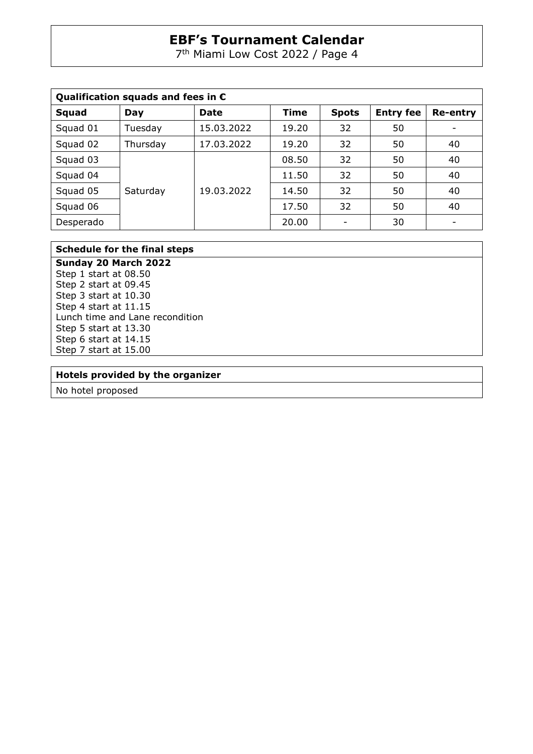# EBF’s Tournament Calendar

7th Miami Low Cost 2022 / Page 4

**Qualification squads and fees in €**

| Squad | Day | Date | Time | Spots | Entry fee | Re-entry |
|---|---|---|---|---|---|---|
| Squad 01 | Tuesday | 15.03.2022 | 19.20 | 32 | 50 | - |
| Squad 02 | Thursday | 17.03.2022 | 19.20 | 32 | 50 | 40 |
| Squad 03 | Saturday | 19.03.2022 | 08.50 | 32 | 50 | 40 |
| Squad 04 | | | 11.50 | 32 | 50 | 40 |
| Squad 05 | | | 14.50 | 32 | 50 | 40 |
| Squad 06 | | | 17.50 | 32 | 50 | 40 |
| Desperado | | | 20.00 | - | 30 | - |

**Schedule for the final steps**

**Sunday 20 March 2022**

Step 1 start at 08.50
Step 2 start at 09.45
Step 3 start at 10.30
Step 4 start at 11.15
Lunch time and Lane recondition
Step 5 start at 13.30
Step 6 start at 14.15
Step 7 start at 15.00

**Hotels provided by the organizer**

No hotel proposed